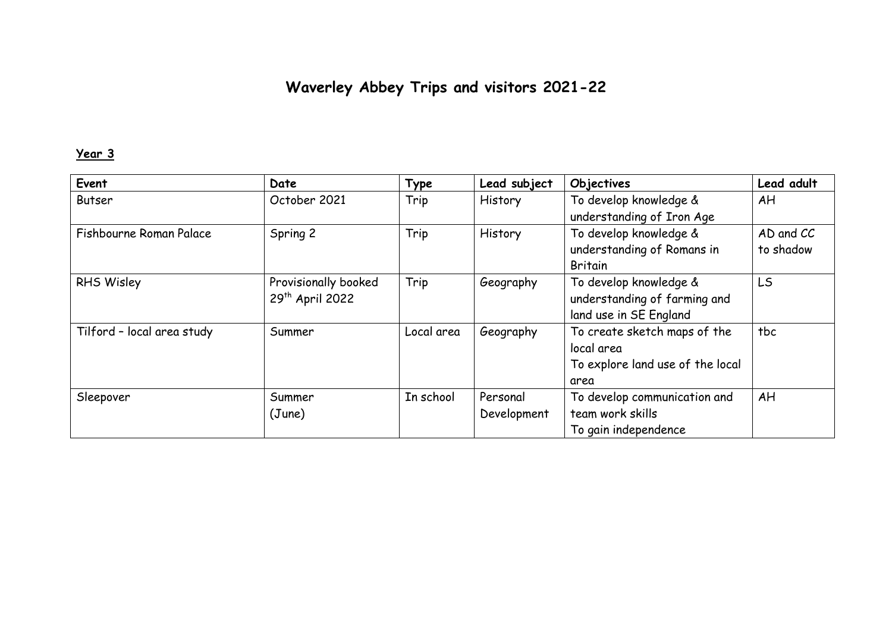# Waverley Abbey Trips and visitors 2021-22

## Year 3

| Event | Date | Type | Lead subject | Objectives | Lead adult |
| --- | --- | --- | --- | --- | --- |
| Butser | October 2021 | Trip | History | To develop knowledge & understanding of Iron Age | AH |
| Fishbourne Roman Palace | Spring 2 | Trip | History | To develop knowledge & understanding of Romans in Britain | AD and CC to shadow |
| RHS Wisley | Provisionally booked 29th April 2022 | Trip | Geography | To develop knowledge & understanding of farming and land use in SE England | LS |
| Tilford – local area study | Summer | Local area | Geography | To create sketch maps of the local area<br>To explore land use of the local area | tbc |
| Sleepover | Summer (June) | In school | Personal Development | To develop communication and team work skills<br>To gain independence | AH |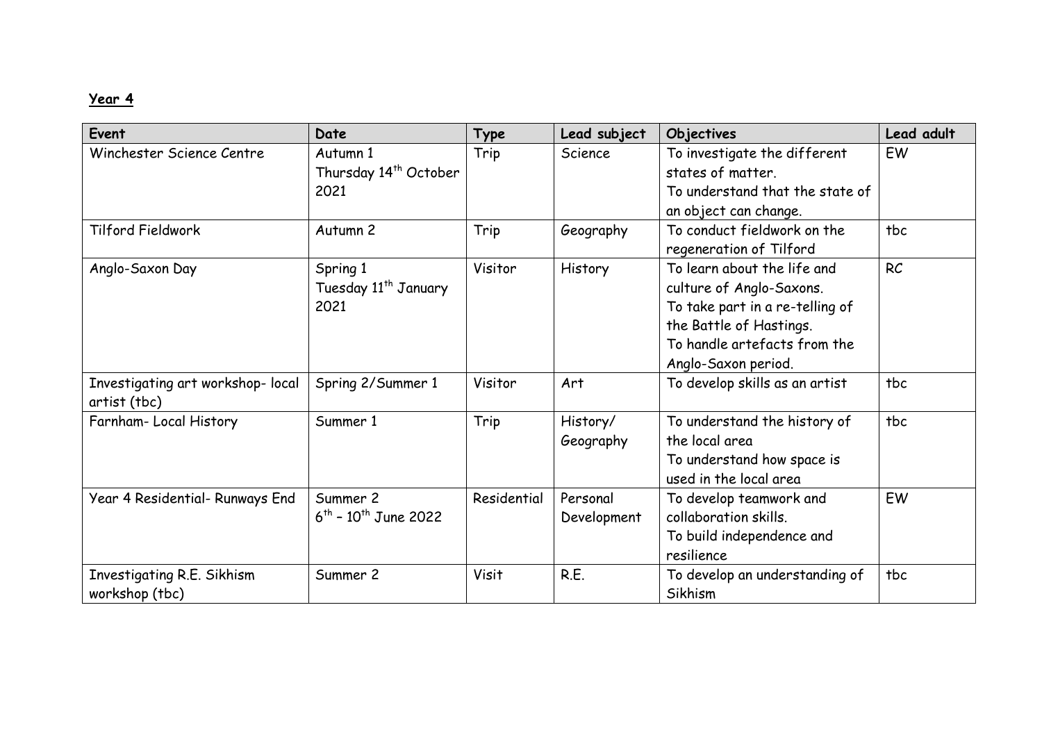**Year 4**

| Event | Date | Type | Lead subject | Objectives | Lead adult |
|---|---|---|---|---|---|
| Winchester Science Centre | Autumn 1<br>Thursday 14th October 2021 | Trip | Science | To investigate the different states of matter.<br>To understand that the state of an object can change. | EW |
| Tilford Fieldwork | Autumn 2 | Trip | Geography | To conduct fieldwork on the regeneration of Tilford | tbc |
| Anglo-Saxon Day | Spring 1<br>Tuesday 11th January 2021 | Visitor | History | To learn about the life and culture of Anglo-Saxons.<br>To take part in a re-telling of the Battle of Hastings.<br>To handle artefacts from the Anglo-Saxon period. | RC |
| Investigating art workshop- local artist (tbc) | Spring 2/Summer 1 | Visitor | Art | To develop skills as an artist | tbc |
| Farnham- Local History | Summer 1 | Trip | History/ Geography | To understand the history of the local area<br>To understand how space is used in the local area | tbc |
| Year 4 Residential- Runways End | Summer 2<br>6th – 10th June 2022 | Residential | Personal Development | To develop teamwork and collaboration skills.<br>To build independence and resilience | EW |
| Investigating R.E. Sikhism workshop (tbc) | Summer 2 | Visit | R.E. | To develop an understanding of Sikhism | tbc |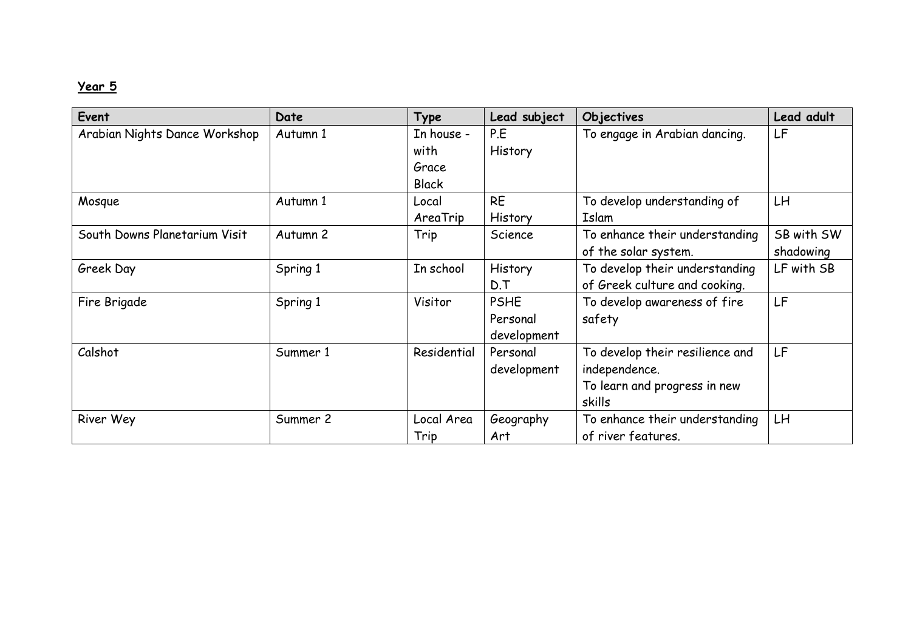**Year 5**

| Event | Date | Type | Lead subject | Objectives | Lead adult |
|---|---|---|---|---|---|
| Arabian Nights Dance Workshop | Autumn 1 | In house - with Grace Black | P.E History | To engage in Arabian dancing. | LF |
| Mosque | Autumn 1 | Local AreaTrip | RE History | To develop understanding of Islam | LH |
| South Downs Planetarium Visit | Autumn 2 | Trip | Science | To enhance their understanding of the solar system. | SB with SW shadowing |
| Greek Day | Spring 1 | In school | History D.T | To develop their understanding of Greek culture and cooking. | LF with SB |
| Fire Brigade | Spring 1 | Visitor | PSHE Personal development | To develop awareness of fire safety | LF |
| Calshot | Summer 1 | Residential | Personal development | To develop their resilience and independence. To learn and progress in new skills | LF |
| River Wey | Summer 2 | Local Area Trip | Geography Art | To enhance their understanding of river features. | LH |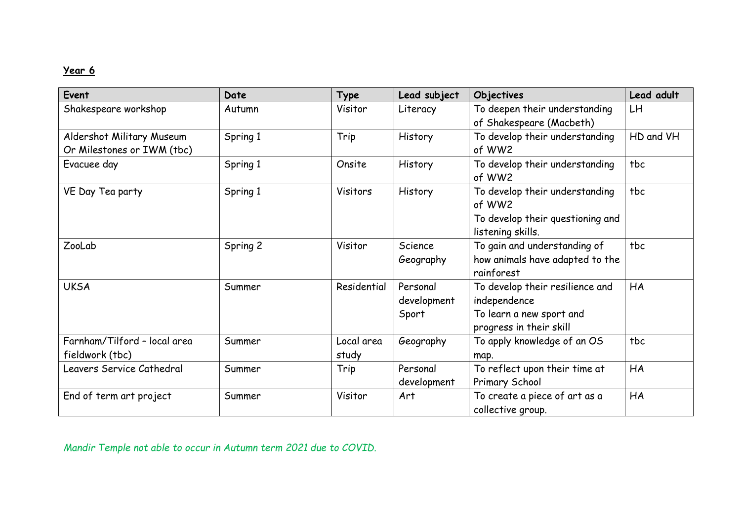**Year 6**

| Event | Date | Type | Lead subject | Objectives | Lead adult |
| --- | --- | --- | --- | --- | --- |
| Shakespeare workshop | Autumn | Visitor | Literacy | To deepen their understanding of Shakespeare (Macbeth) | LH |
| Aldershot Military Museum Or Milestones or IWM (tbc) | Spring 1 | Trip | History | To develop their understanding of WW2 | HD and VH |
| Evacuee day | Spring 1 | Onsite | History | To develop their understanding of WW2 | tbc |
| VE Day Tea party | Spring 1 | Visitors | History | To develop their understanding of WW2<br>To develop their questioning and listening skills. | tbc |
| ZooLab | Spring 2 | Visitor | Science<br>Geography | To gain and understanding of how animals have adapted to the rainforest | tbc |
| UKSA | Summer | Residential | Personal development<br>Sport | To develop their resilience and independence<br>To learn a new sport and progress in their skill | HA |
| Farnham/Tilford – local area fieldwork (tbc) | Summer | Local area study | Geography | To apply knowledge of an OS map. | tbc |
| Leavers Service Cathedral | Summer | Trip | Personal development | To reflect upon their time at Primary School | HA |
| End of term art project | Summer | Visitor | Art | To create a piece of art as a collective group. | HA |

*Mandir Temple not able to occur in Autumn term 2021 due to COVID.*